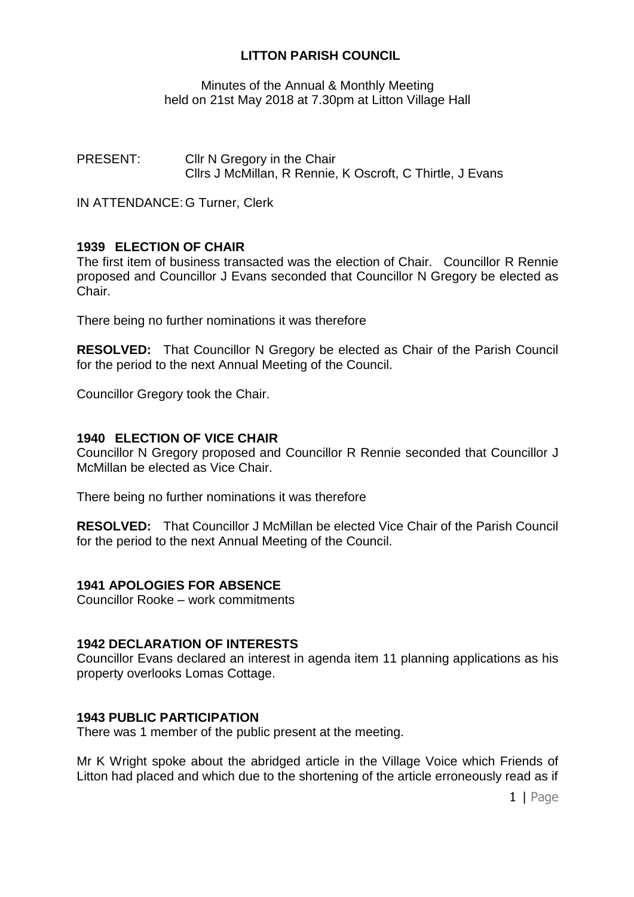# LITTON PARISH COUNCIL

Minutes of the Annual & Monthly Meeting
held on 21st May 2018 at 7.30pm at Litton Village Hall

PRESENT: Cllr N Gregory in the Chair
Cllrs J McMillan, R Rennie, K Oscroft, C Thirtle, J Evans

IN ATTENDANCE: G Turner, Clerk

### 1939 ELECTION OF CHAIR

The first item of business transacted was the election of Chair. Councillor R Rennie proposed and Councillor J Evans seconded that Councillor N Gregory be elected as Chair.

There being no further nominations it was therefore

**RESOLVED:** That Councillor N Gregory be elected as Chair of the Parish Council for the period to the next Annual Meeting of the Council.

Councillor Gregory took the Chair.

### 1940 ELECTION OF VICE CHAIR

Councillor N Gregory proposed and Councillor R Rennie seconded that Councillor J McMillan be elected as Vice Chair.

There being no further nominations it was therefore

**RESOLVED:** That Councillor J McMillan be elected Vice Chair of the Parish Council for the period to the next Annual Meeting of the Council.

### 1941 APOLOGIES FOR ABSENCE

Councillor Rooke – work commitments

### 1942 DECLARATION OF INTERESTS

Councillor Evans declared an interest in agenda item 11 planning applications as his property overlooks Lomas Cottage.

### 1943 PUBLIC PARTICIPATION

There was 1 member of the public present at the meeting.

Mr K Wright spoke about the abridged article in the Village Voice which Friends of Litton had placed and which due to the shortening of the article erroneously read as if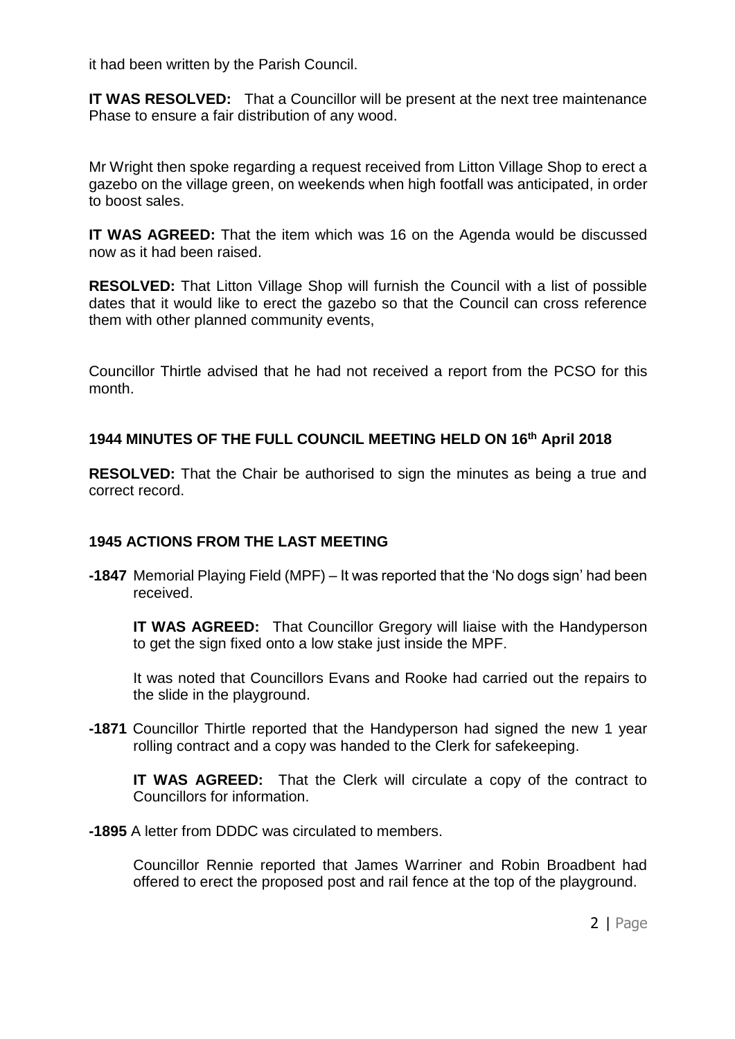it had been written by the Parish Council.

**IT WAS RESOLVED:** That a Councillor will be present at the next tree maintenance Phase to ensure a fair distribution of any wood.

Mr Wright then spoke regarding a request received from Litton Village Shop to erect a gazebo on the village green, on weekends when high footfall was anticipated, in order to boost sales.

**IT WAS AGREED:** That the item which was 16 on the Agenda would be discussed now as it had been raised.

**RESOLVED:** That Litton Village Shop will furnish the Council with a list of possible dates that it would like to erect the gazebo so that the Council can cross reference them with other planned community events,

Councillor Thirtle advised that he had not received a report from the PCSO for this month.

### 1944 MINUTES OF THE FULL COUNCIL MEETING HELD ON 16th April 2018

**RESOLVED:** That the Chair be authorised to sign the minutes as being a true and correct record.

### 1945 ACTIONS FROM THE LAST MEETING

**-1847** Memorial Playing Field (MPF) – It was reported that the 'No dogs sign' had been received.

**IT WAS AGREED:** That Councillor Gregory will liaise with the Handyperson to get the sign fixed onto a low stake just inside the MPF.

It was noted that Councillors Evans and Rooke had carried out the repairs to the slide in the playground.

**-1871** Councillor Thirtle reported that the Handyperson had signed the new 1 year rolling contract and a copy was handed to the Clerk for safekeeping.

**IT WAS AGREED:** That the Clerk will circulate a copy of the contract to Councillors for information.

**-1895** A letter from DDDC was circulated to members.

Councillor Rennie reported that James Warriner and Robin Broadbent had offered to erect the proposed post and rail fence at the top of the playground.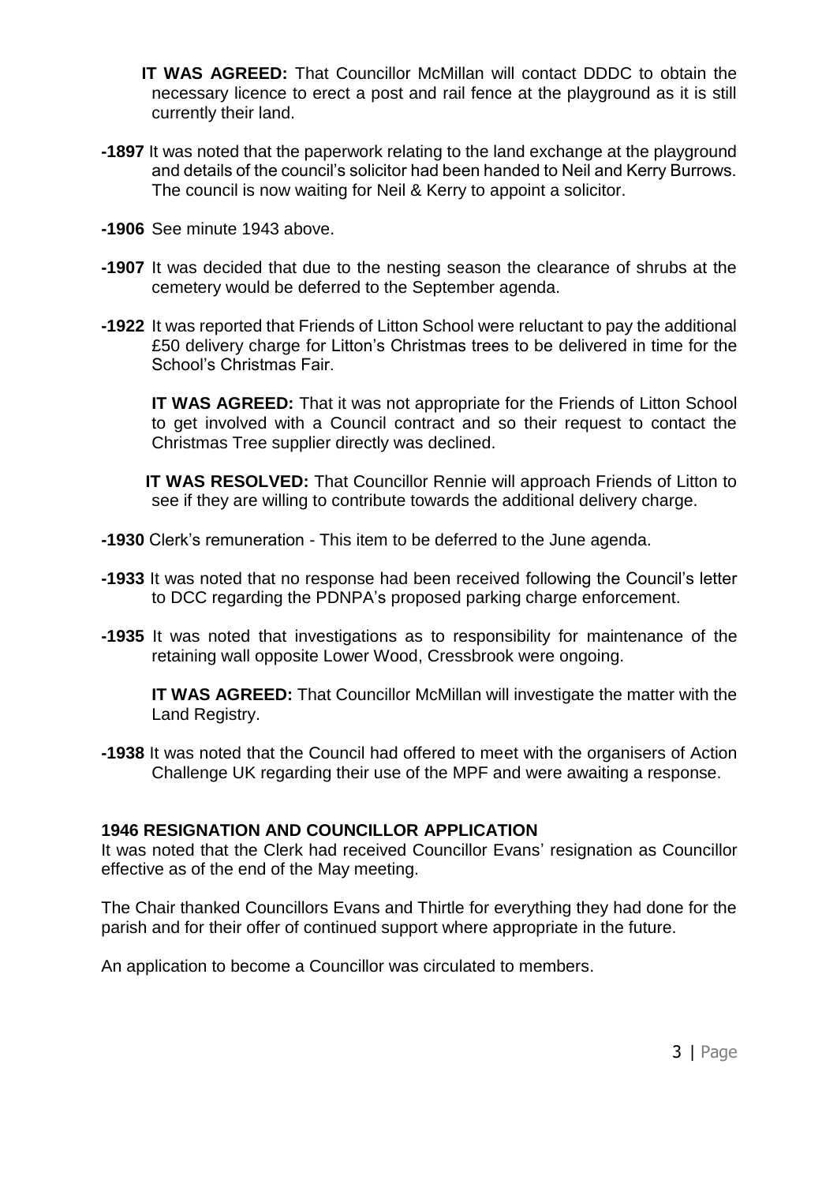**IT WAS AGREED:** That Councillor McMillan will contact DDDC to obtain the necessary licence to erect a post and rail fence at the playground as it is still currently their land.

**-1897** It was noted that the paperwork relating to the land exchange at the playground and details of the council's solicitor had been handed to Neil and Kerry Burrows. The council is now waiting for Neil & Kerry to appoint a solicitor.

**-1906** See minute 1943 above.

**-1907** It was decided that due to the nesting season the clearance of shrubs at the cemetery would be deferred to the September agenda.

**-1922** It was reported that Friends of Litton School were reluctant to pay the additional £50 delivery charge for Litton's Christmas trees to be delivered in time for the School's Christmas Fair.

**IT WAS AGREED:** That it was not appropriate for the Friends of Litton School to get involved with a Council contract and so their request to contact the Christmas Tree supplier directly was declined.

**IT WAS RESOLVED:** That Councillor Rennie will approach Friends of Litton to see if they are willing to contribute towards the additional delivery charge.

**-1930** Clerk's remuneration - This item to be deferred to the June agenda.

**-1933** It was noted that no response had been received following the Council's letter to DCC regarding the PDNPA's proposed parking charge enforcement.

**-1935** It was noted that investigations as to responsibility for maintenance of the retaining wall opposite Lower Wood, Cressbrook were ongoing.

**IT WAS AGREED:** That Councillor McMillan will investigate the matter with the Land Registry.

**-1938** It was noted that the Council had offered to meet with the organisers of Action Challenge UK regarding their use of the MPF and were awaiting a response.

**1946 RESIGNATION AND COUNCILLOR APPLICATION**

It was noted that the Clerk had received Councillor Evans' resignation as Councillor effective as of the end of the May meeting.

The Chair thanked Councillors Evans and Thirtle for everything they had done for the parish and for their offer of continued support where appropriate in the future.

An application to become a Councillor was circulated to members.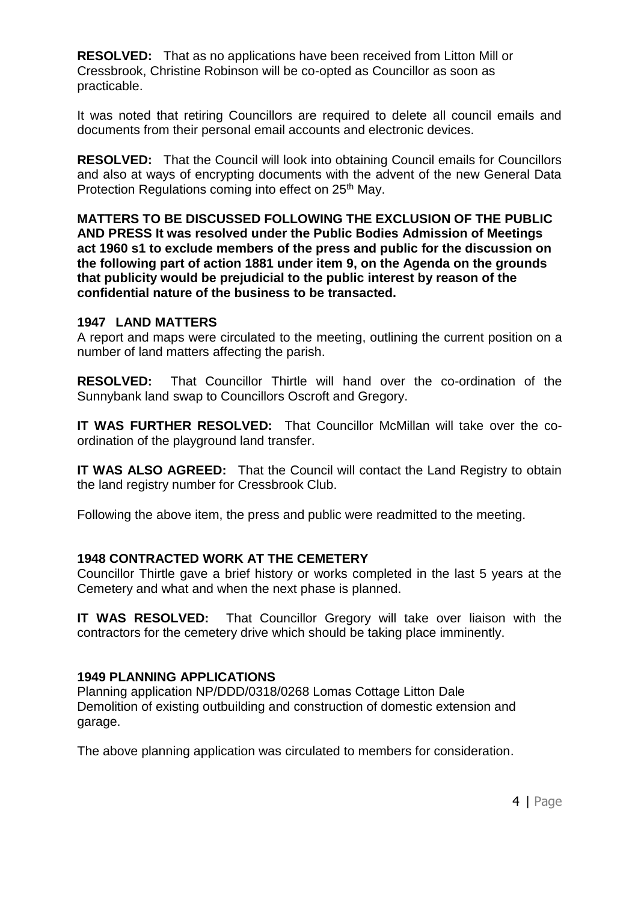**RESOLVED:** That as no applications have been received from Litton Mill or Cressbrook, Christine Robinson will be co-opted as Councillor as soon as practicable.

It was noted that retiring Councillors are required to delete all council emails and documents from their personal email accounts and electronic devices.

**RESOLVED:** That the Council will look into obtaining Council emails for Councillors and also at ways of encrypting documents with the advent of the new General Data Protection Regulations coming into effect on 25th May.

**MATTERS TO BE DISCUSSED FOLLOWING THE EXCLUSION OF THE PUBLIC AND PRESS It was resolved under the Public Bodies Admission of Meetings act 1960 s1 to exclude members of the press and public for the discussion on the following part of action 1881 under item 9, on the Agenda on the grounds that publicity would be prejudicial to the public interest by reason of the confidential nature of the business to be transacted.**

**1947 LAND MATTERS**

A report and maps were circulated to the meeting, outlining the current position on a number of land matters affecting the parish.

**RESOLVED:** That Councillor Thirtle will hand over the co-ordination of the Sunnybank land swap to Councillors Oscroft and Gregory.

**IT WAS FURTHER RESOLVED:** That Councillor McMillan will take over the co-ordination of the playground land transfer.

**IT WAS ALSO AGREED:** That the Council will contact the Land Registry to obtain the land registry number for Cressbrook Club.

Following the above item, the press and public were readmitted to the meeting.

**1948 CONTRACTED WORK AT THE CEMETERY**

Councillor Thirtle gave a brief history or works completed in the last 5 years at the Cemetery and what and when the next phase is planned.

**IT WAS RESOLVED:** That Councillor Gregory will take over liaison with the contractors for the cemetery drive which should be taking place imminently.

**1949 PLANNING APPLICATIONS**

Planning application NP/DDD/0318/0268 Lomas Cottage Litton Dale
Demolition of existing outbuilding and construction of domestic extension and garage.

The above planning application was circulated to members for consideration.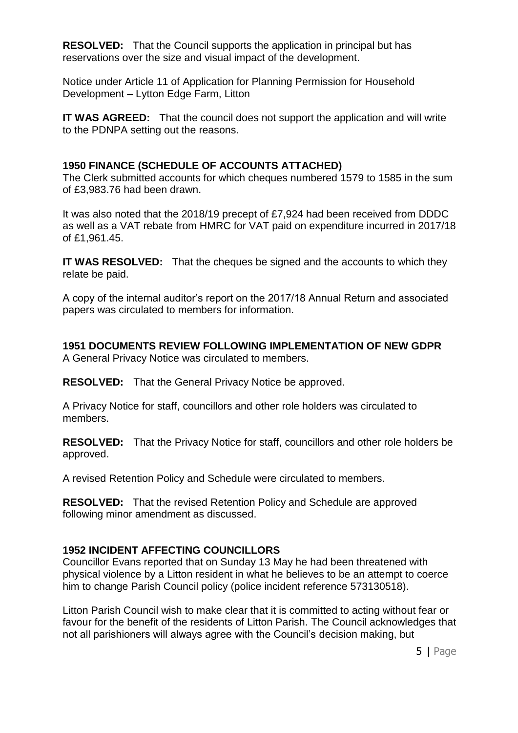**RESOLVED:** That the Council supports the application in principal but has reservations over the size and visual impact of the development.

Notice under Article 11 of Application for Planning Permission for Household Development – Lytton Edge Farm, Litton

**IT WAS AGREED:** That the council does not support the application and will write to the PDNPA setting out the reasons.

## 1950 FINANCE (SCHEDULE OF ACCOUNTS ATTACHED)

The Clerk submitted accounts for which cheques numbered 1579 to 1585 in the sum of £3,983.76 had been drawn.

It was also noted that the 2018/19 precept of £7,924 had been received from DDDC as well as a VAT rebate from HMRC for VAT paid on expenditure incurred in 2017/18 of £1,961.45.

**IT WAS RESOLVED:** That the cheques be signed and the accounts to which they relate be paid.

A copy of the internal auditor's report on the 2017/18 Annual Return and associated papers was circulated to members for information.

## 1951 DOCUMENTS REVIEW FOLLOWING IMPLEMENTATION OF NEW GDPR

A General Privacy Notice was circulated to members.

**RESOLVED:** That the General Privacy Notice be approved.

A Privacy Notice for staff, councillors and other role holders was circulated to members.

**RESOLVED:** That the Privacy Notice for staff, councillors and other role holders be approved.

A revised Retention Policy and Schedule were circulated to members.

**RESOLVED:** That the revised Retention Policy and Schedule are approved following minor amendment as discussed.

## 1952 INCIDENT AFFECTING COUNCILLORS

Councillor Evans reported that on Sunday 13 May he had been threatened with physical violence by a Litton resident in what he believes to be an attempt to coerce him to change Parish Council policy (police incident reference 573130518).

Litton Parish Council wish to make clear that it is committed to acting without fear or favour for the benefit of the residents of Litton Parish. The Council acknowledges that not all parishioners will always agree with the Council's decision making, but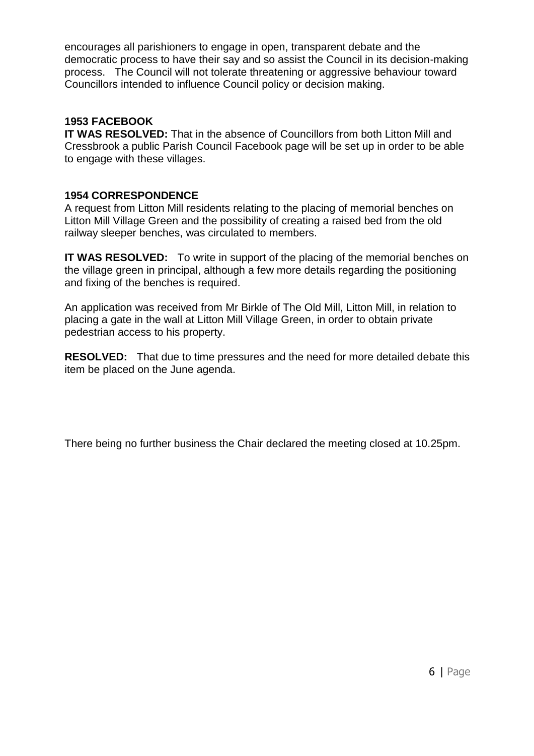encourages all parishioners to engage in open, transparent debate and the democratic process to have their say and so assist the Council in its decision-making process. The Council will not tolerate threatening or aggressive behaviour toward Councillors intended to influence Council policy or decision making.

**1953 FACEBOOK**

**IT WAS RESOLVED:** That in the absence of Councillors from both Litton Mill and Cressbrook a public Parish Council Facebook page will be set up in order to be able to engage with these villages.

**1954 CORRESPONDENCE**

A request from Litton Mill residents relating to the placing of memorial benches on Litton Mill Village Green and the possibility of creating a raised bed from the old railway sleeper benches, was circulated to members.

**IT WAS RESOLVED:** To write in support of the placing of the memorial benches on the village green in principal, although a few more details regarding the positioning and fixing of the benches is required.

An application was received from Mr Birkle of The Old Mill, Litton Mill, in relation to placing a gate in the wall at Litton Mill Village Green, in order to obtain private pedestrian access to his property.

**RESOLVED:** That due to time pressures and the need for more detailed debate this item be placed on the June agenda.

There being no further business the Chair declared the meeting closed at 10.25pm.